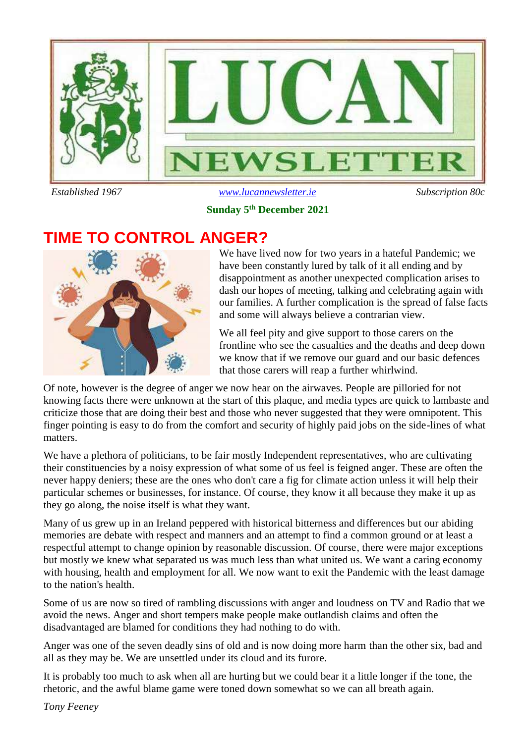# LUCAN NEWSLETTER

*Established 1967* www.lucannewsletter.ie *Subscription 80c*

**Sunday 5th December 2021**

## TIME TO CONTROL ANGER?

We have lived now for two years in a hateful Pandemic; we have been constantly lured by talk of it all ending and by disappointment as another unexpected complication arises to dash our hopes of meeting, talking and celebrating again with our families. A further complication is the spread of false facts and some will always believe a contrarian view.

We all feel pity and give support to those carers on the frontline who see the casualties and the deaths and deep down we know that if we remove our guard and our basic defences that those carers will reap a further whirlwind.

Of note, however is the degree of anger we now hear on the airwaves. People are pilloried for not knowing facts there were unknown at the start of this plaque, and media types are quick to lambaste and criticize those that are doing their best and those who never suggested that they were omnipotent. This finger pointing is easy to do from the comfort and security of highly paid jobs on the side-lines of what matters.

We have a plethora of politicians, to be fair mostly Independent representatives, who are cultivating their constituencies by a noisy expression of what some of us feel is feigned anger. These are often the never happy deniers; these are the ones who don't care a fig for climate action unless it will help their particular schemes or businesses, for instance. Of course, they know it all because they make it up as they go along, the noise itself is what they want.

Many of us grew up in an Ireland peppered with historical bitterness and differences but our abiding memories are debate with respect and manners and an attempt to find a common ground or at least a respectful attempt to change opinion by reasonable discussion. Of course, there were major exceptions but mostly we knew what separated us was much less than what united us. We want a caring economy with housing, health and employment for all. We now want to exit the Pandemic with the least damage to the nation's health.

Some of us are now so tired of rambling discussions with anger and loudness on TV and Radio that we avoid the news. Anger and short tempers make people make outlandish claims and often the disadvantaged are blamed for conditions they had nothing to do with.

Anger was one of the seven deadly sins of old and is now doing more harm than the other six, bad and all as they may be. We are unsettled under its cloud and its furore.

It is probably too much to ask when all are hurting but we could bear it a little longer if the tone, the rhetoric, and the awful blame game were toned down somewhat so we can all breath again.

*Tony Feeney*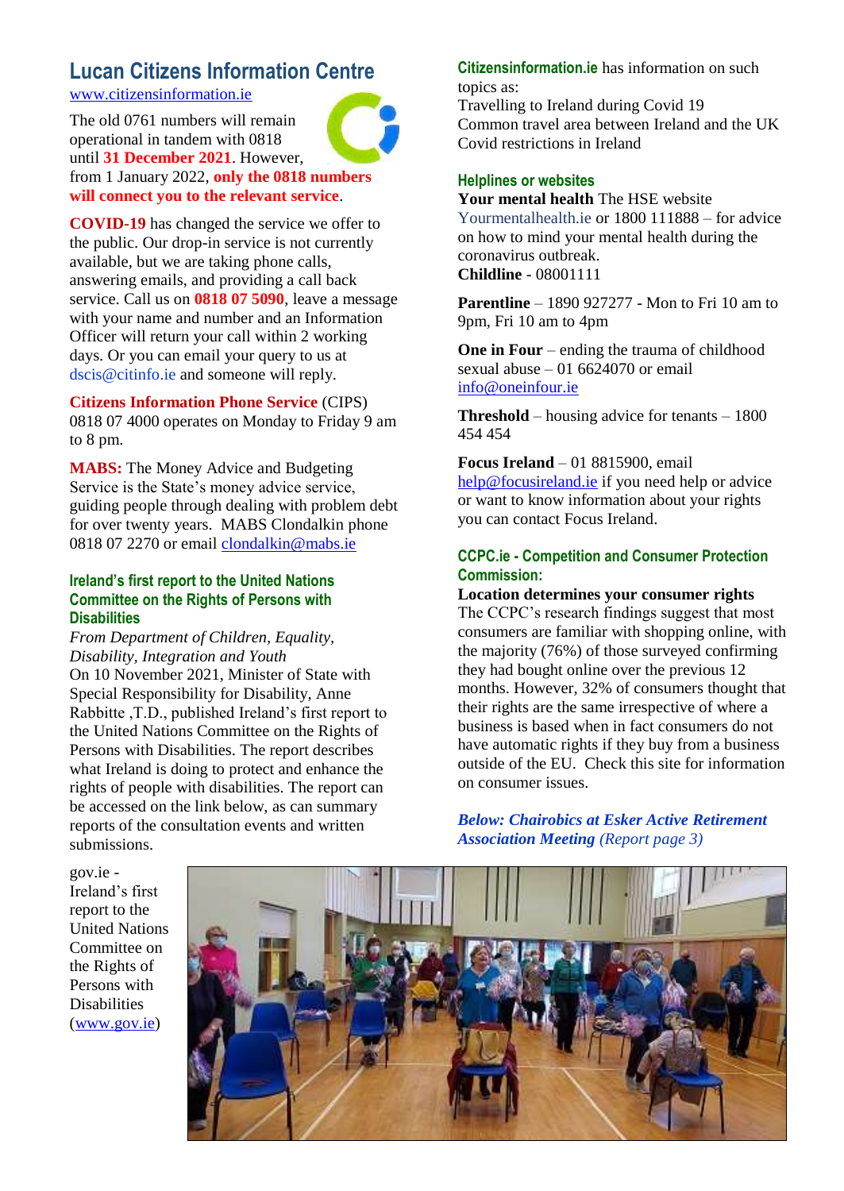## Lucan Citizens Information Centre

www.citizensinformation.ie

The old 0761 numbers will remain operational in tandem with 0818 until **31 December 2021**. However, from 1 January 2022, **only the 0818 numbers will connect you to the relevant service**.

**COVID-19** has changed the service we offer to the public. Our drop-in service is not currently available, but we are taking phone calls, answering emails, and providing a call back service. Call us on **0818 07 5090**, leave a message with your name and number and an Information Officer will return your call within 2 working days. Or you can email your query to us at dscis@citinfo.ie and someone will reply.

**Citizens Information Phone Service** (CIPS) 0818 07 4000 operates on Monday to Friday 9 am to 8 pm.

**MABS:** The Money Advice and Budgeting Service is the State's money advice service, guiding people through dealing with problem debt for over twenty years. MABS Clondalkin phone 0818 07 2270 or email clondalkin@mabs.ie

### Ireland's first report to the United Nations Committee on the Rights of Persons with Disabilities

*From Department of Children, Equality, Disability, Integration and Youth*

On 10 November 2021, Minister of State with Special Responsibility for Disability, Anne Rabbitte ,T.D., published Ireland's first report to the United Nations Committee on the Rights of Persons with Disabilities. The report describes what Ireland is doing to protect and enhance the rights of people with disabilities. The report can be accessed on the link below, as can summary reports of the consultation events and written submissions.

gov.ie - Ireland's first report to the United Nations Committee on the Rights of Persons with Disabilities (www.gov.ie)

**Citizensinformation.ie** has information on such topics as:

Travelling to Ireland during Covid 19
Common travel area between Ireland and the UK
Covid restrictions in Ireland

### Helplines or websites

**Your mental health** The HSE website Yourmentalhealth.ie or 1800 111888 – for advice on how to mind your mental health during the coronavirus outbreak.
**Childline** - 08001111

**Parentline** – 1890 927277 - Mon to Fri 10 am to 9pm, Fri 10 am to 4pm

**One in Four** – ending the trauma of childhood sexual abuse – 01 6624070 or email info@oneinfour.ie

**Threshold** – housing advice for tenants – 1800 454 454

**Focus Ireland** – 01 8815900, email help@focusireland.ie if you need help or advice or want to know information about your rights you can contact Focus Ireland.

### CCPC.ie - Competition and Consumer Protection Commission:

**Location determines your consumer rights**

The CCPC's research findings suggest that most consumers are familiar with shopping online, with the majority (76%) of those surveyed confirming they had bought online over the previous 12 months. However, 32% of consumers thought that their rights are the same irrespective of where a business is based when in fact consumers do not have automatic rights if they buy from a business outside of the EU. Check this site for information on consumer issues.

***Below: Chairobics at Esker Active Retirement Association Meeting*** *(Report page 3)*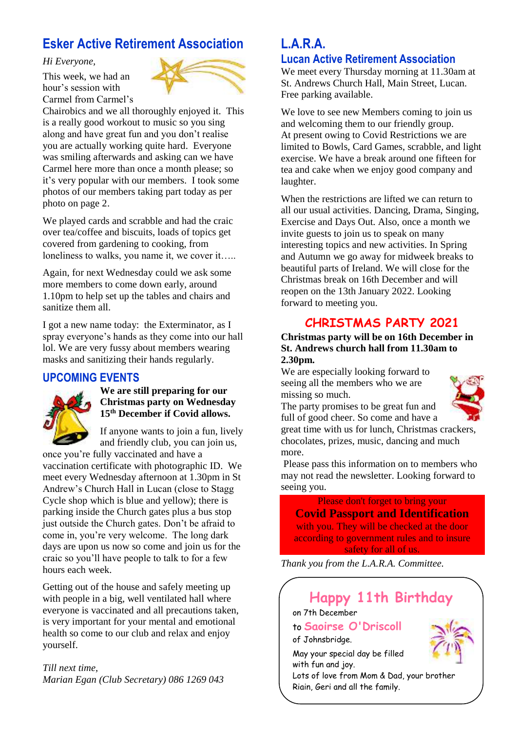## Esker Active Retirement Association

*Hi Everyone,*

This week, we had an hour's session with Carmel from Carmel's Chairobics and we all thoroughly enjoyed it. This is a really good workout to music so you sing along and have great fun and you don't realise you are actually working quite hard. Everyone was smiling afterwards and asking can we have Carmel here more than once a month please; so it's very popular with our members. I took some photos of our members taking part today as per photo on page 2.

We played cards and scrabble and had the craic over tea/coffee and biscuits, loads of topics get covered from gardening to cooking, from loneliness to walks, you name it, we cover it…..

Again, for next Wednesday could we ask some more members to come down early, around 1.10pm to help set up the tables and chairs and sanitize them all.

I got a new name today: the Exterminator, as I spray everyone's hands as they come into our hall lol. We are very fussy about members wearing masks and sanitizing their hands regularly.

### UPCOMING EVENTS

**We are still preparing for our Christmas party on Wednesday 15th December if Covid allows.**

If anyone wants to join a fun, lively and friendly club, you can join us, once you're fully vaccinated and have a vaccination certificate with photographic ID. We meet every Wednesday afternoon at 1.30pm in St Andrew's Church Hall in Lucan (close to Stagg Cycle shop which is blue and yellow); there is parking inside the Church gates plus a bus stop just outside the Church gates. Don't be afraid to come in, you're very welcome. The long dark days are upon us now so come and join us for the craic so you'll have people to talk to for a few hours each week.

Getting out of the house and safely meeting up with people in a big, well ventilated hall where everyone is vaccinated and all precautions taken, is very important for your mental and emotional health so come to our club and relax and enjoy yourself.

*Till next time,*
*Marian Egan (Club Secretary) 086 1269 043*

## L.A.R.A.
### Lucan Active Retirement Association

We meet every Thursday morning at 11.30am at St. Andrews Church Hall, Main Street, Lucan. Free parking available.

We love to see new Members coming to join us and welcoming them to our friendly group. At present owing to Covid Restrictions we are limited to Bowls, Card Games, scrabble, and light exercise. We have a break around one fifteen for tea and cake when we enjoy good company and laughter.

When the restrictions are lifted we can return to all our usual activities. Dancing, Drama, Singing, Exercise and Days Out. Also, once a month we invite guests to join us to speak on many interesting topics and new activities. In Spring and Autumn we go away for midweek breaks to beautiful parts of Ireland. We will close for the Christmas break on 16th December and will reopen on the 13th January 2022. Looking forward to meeting you.

### CHRISTMAS PARTY 2021

**Christmas party will be on 16th December in St. Andrews church hall from 11.30am to 2.30pm.**

We are especially looking forward to seeing all the members who we are missing so much.
The party promises to be great fun and full of good cheer. So come and have a great time with us for lunch, Christmas crackers, chocolates, prizes, music, dancing and much more.

Please pass this information on to members who may not read the newsletter. Looking forward to seeing you.

Please don't forget to bring your
**Covid Passport and Identification**
with you. They will be checked at the door according to government rules and to insure safety for all of us.

*Thank you from the L.A.R.A. Committee.*

### Happy 11th Birthday

on 7th December
to **Saoirse O'Driscoll**
of Johnsbridge.
May your special day be filled with fun and joy.
Lots of love from Mom & Dad, your brother Riain, Geri and all the family.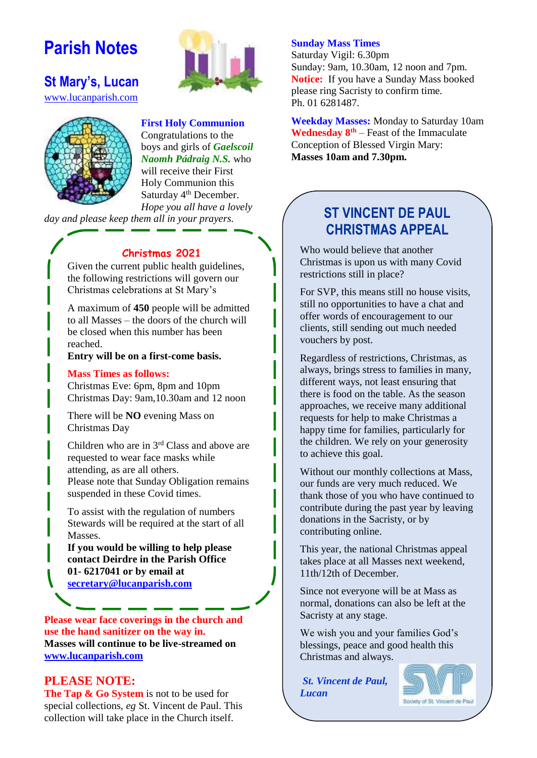# Parish Notes

## St Mary's, Lucan

www.lucanparish.com

### First Holy Communion

Congratulations to the boys and girls of ***Gaelscoil Naomh Pádraig N.S.*** who will receive their First Holy Communion this Saturday 4th December. *Hope you all have a lovely day and please keep them all in your prayers.*

### Christmas 2021

Given the current public health guidelines, the following restrictions will govern our Christmas celebrations at St Mary's

A maximum of **450** people will be admitted to all Masses – the doors of the church will be closed when this number has been reached.
**Entry will be on a first-come basis.**

**Mass Times as follows:**
Christmas Eve: 6pm, 8pm and 10pm
Christmas Day: 9am,10.30am and 12 noon

There will be **NO** evening Mass on Christmas Day

Children who are in 3rd Class and above are requested to wear face masks while attending, as are all others.
Please note that Sunday Obligation remains suspended in these Covid times.

To assist with the regulation of numbers Stewards will be required at the start of all Masses.
**If you would be willing to help please contact Deirdre in the Parish Office 01- 6217041 or by email at secretary@lucanparish.com**

**Please wear face coverings in the church and use the hand sanitizer on the way in.**
**Masses will continue to be live-streamed on www.lucanparish.com**

## PLEASE NOTE:

**The Tap & Go System** is not to be used for special collections, *eg* St. Vincent de Paul. This collection will take place in the Church itself.

### Sunday Mass Times

Saturday Vigil: 6.30pm
Sunday: 9am, 10.30am, 12 noon and 7pm.
**Notice:** If you have a Sunday Mass booked please ring Sacristy to confirm time.
Ph. 01 6281487.

**Weekday Masses:** Monday to Saturday 10am
**Wednesday 8th** – Feast of the Immaculate Conception of Blessed Virgin Mary:
**Masses 10am and 7.30pm.**

## ST VINCENT DE PAUL CHRISTMAS APPEAL

Who would believe that another Christmas is upon us with many Covid restrictions still in place?

For SVP, this means still no house visits, still no opportunities to have a chat and offer words of encouragement to our clients, still sending out much needed vouchers by post.

Regardless of restrictions, Christmas, as always, brings stress to families in many, different ways, not least ensuring that there is food on the table. As the season approaches, we receive many additional requests for help to make Christmas a happy time for families, particularly for the children. We rely on your generosity to achieve this goal.

Without our monthly collections at Mass, our funds are very much reduced. We thank those of you who have continued to contribute during the past year by leaving donations in the Sacristy, or by contributing online.

This year, the national Christmas appeal takes place at all Masses next weekend, 11th/12th of December.

Since not everyone will be at Mass as normal, donations can also be left at the Sacristy at any stage.

We wish you and your families God's blessings, peace and good health this Christmas and always.

***St. Vincent de Paul, Lucan***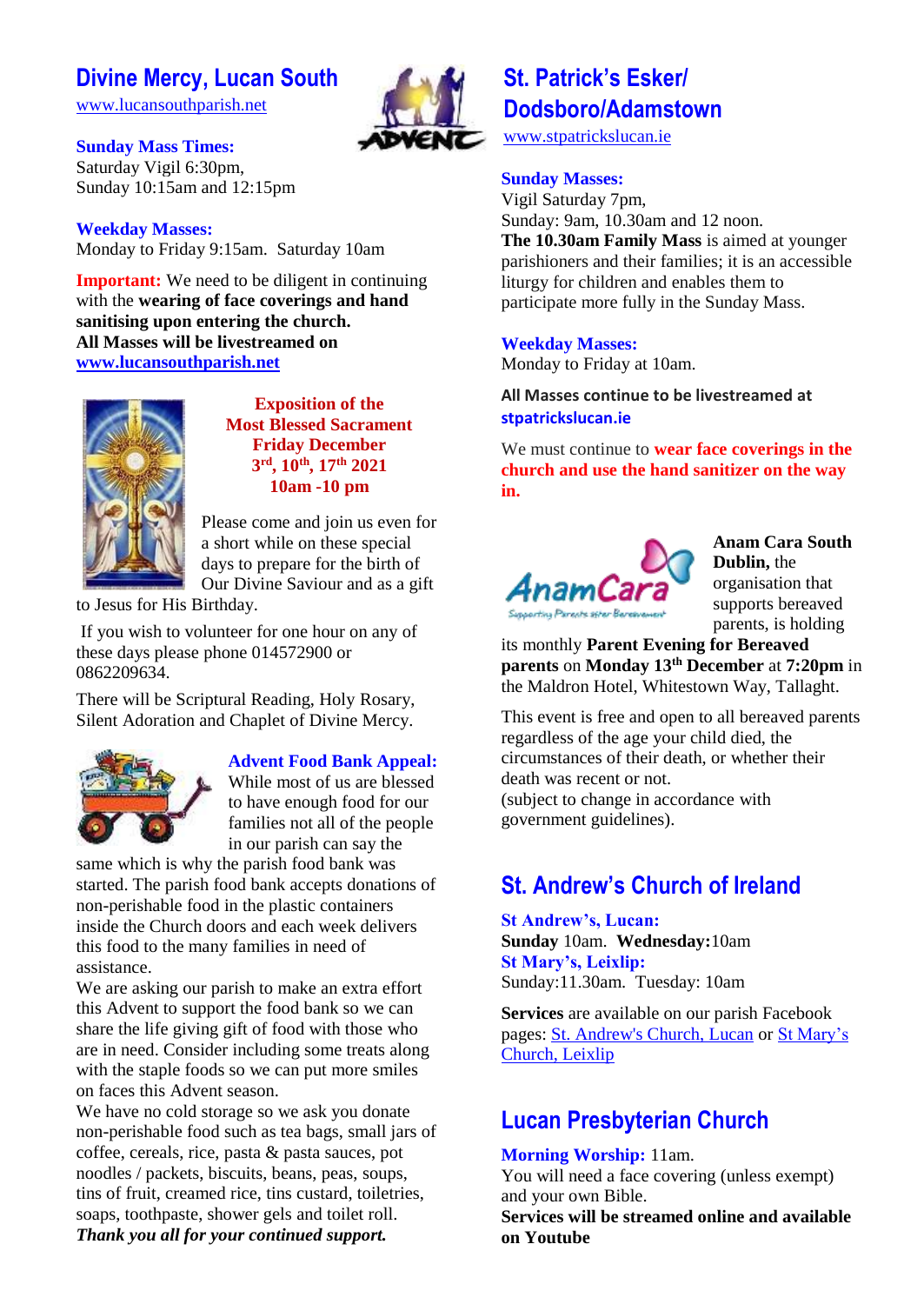## Divine Mercy, Lucan South

www.lucansouthparish.net

**Sunday Mass Times:**
Saturday Vigil 6:30pm,
Sunday 10:15am and 12:15pm

**Weekday Masses:**
Monday to Friday 9:15am. Saturday 10am

**Important:** We need to be diligent in continuing with the **wearing of face coverings and hand sanitising upon entering the church.**
**All Masses will be livestreamed on www.lucansouthparish.net**

**Exposition of the Most Blessed Sacrament Friday December 3rd, 10th, 17th 2021 10am -10 pm**

Please come and join us even for a short while on these special days to prepare for the birth of Our Divine Saviour and as a gift to Jesus for His Birthday.

If you wish to volunteer for one hour on any of these days please phone 014572900 or 0862209634.

There will be Scriptural Reading, Holy Rosary, Silent Adoration and Chaplet of Divine Mercy.

**Advent Food Bank Appeal:**
While most of us are blessed to have enough food for our families not all of the people in our parish can say the same which is why the parish food bank was started. The parish food bank accepts donations of non-perishable food in the plastic containers inside the Church doors and each week delivers this food to the many families in need of assistance.
We are asking our parish to make an extra effort this Advent to support the food bank so we can share the life giving gift of food with those who are in need. Consider including some treats along with the staple foods so we can put more smiles on faces this Advent season.
We have no cold storage so we ask you donate non-perishable food such as tea bags, small jars of coffee, cereals, rice, pasta & pasta sauces, pot noodles / packets, biscuits, beans, peas, soups, tins of fruit, creamed rice, tins custard, toiletries, soaps, toothpaste, shower gels and toilet roll.
***Thank you all for your continued support.***

## St. Patrick's Esker/ Dodsboro/Adamstown

www.stpatrickslucan.ie

**Sunday Masses:**
Vigil Saturday 7pm,
Sunday: 9am, 10.30am and 12 noon.
**The 10.30am Family Mass** is aimed at younger parishioners and their families; it is an accessible liturgy for children and enables them to participate more fully in the Sunday Mass.

**Weekday Masses:**
Monday to Friday at 10am.

**All Masses continue to be livestreamed at stpatrickslucan.ie**

We must continue to **wear face coverings in the church and use the hand sanitizer on the way in.**

**Anam Cara South Dublin,** the organisation that supports bereaved parents, is holding its monthly **Parent Evening for Bereaved parents** on **Monday 13th December** at **7:20pm** in the Maldron Hotel, Whitestown Way, Tallaght.

This event is free and open to all bereaved parents regardless of the age your child died, the circumstances of their death, or whether their death was recent or not.
(subject to change in accordance with government guidelines).

## St. Andrew's Church of Ireland

**St Andrew's, Lucan:**
**Sunday** 10am. **Wednesday:**10am
**St Mary's, Leixlip:**
Sunday:11.30am. Tuesday: 10am

**Services** are available on our parish Facebook pages: St. Andrew's Church, Lucan or St Mary's Church, Leixlip

## Lucan Presbyterian Church

**Morning Worship:** 11am.
You will need a face covering (unless exempt) and your own Bible.
**Services will be streamed online and available on Youtube**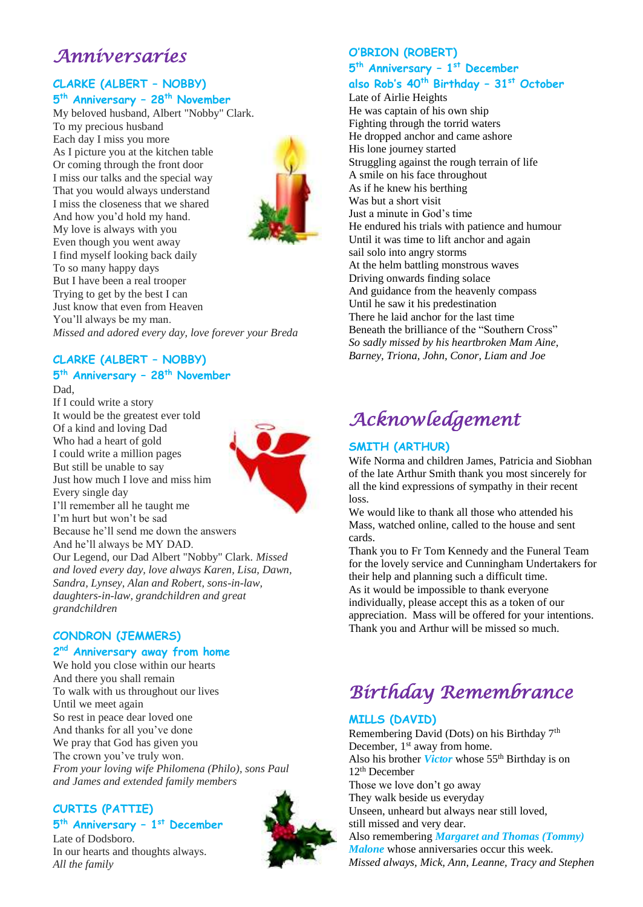# Anniversaries

### CLARKE (ALBERT – NOBBY)
### 5th Anniversary – 28th November

My beloved husband, Albert "Nobby" Clark.
To my precious husband
Each day I miss you more
As I picture you at the kitchen table
Or coming through the front door
I miss our talks and the special way
That you would always understand
I miss the closeness that we shared
And how you'd hold my hand.
My love is always with you
Even though you went away
I find myself looking back daily
To so many happy days
But I have been a real trooper
Trying to get by the best I can
Just know that even from Heaven
You'll always be my man.
*Missed and adored every day, love forever your Breda*

### CLARKE (ALBERT – NOBBY)
### 5th Anniversary – 28th November

Dad,
If I could write a story
It would be the greatest ever told
Of a kind and loving Dad
Who had a heart of gold
I could write a million pages
But still be unable to say
Just how much I love and miss him
Every single day
I'll remember all he taught me
I'm hurt but won't be sad
Because he'll send me down the answers
And he'll always be MY DAD.
Our Legend, our Dad Albert "Nobby" Clark. *Missed and loved every day, love always Karen, Lisa, Dawn, Sandra, Lynsey, Alan and Robert, sons-in-law, daughters-in-law, grandchildren and great grandchildren*

### CONDRON (JEMMERS)
### 2nd Anniversary away from home

We hold you close within our hearts
And there you shall remain
To walk with us throughout our lives
Until we meet again
So rest in peace dear loved one
And thanks for all you've done
We pray that God has given you
The crown you've truly won.
*From your loving wife Philomena (Philo), sons Paul and James and extended family members*

### CURTIS (PATTIE)
### 5th Anniversary – 1st December

Late of Dodsboro.
In our hearts and thoughts always.
*All the family*

### O'BRION (ROBERT)
### 5th Anniversary – 1st December
### also Rob's 40th Birthday – 31st October

Late of Airlie Heights
He was captain of his own ship
Fighting through the torrid waters
He dropped anchor and came ashore
His lone journey started
Struggling against the rough terrain of life
A smile on his face throughout
As if he knew his berthing
Was but a short visit
Just a minute in God's time
He endured his trials with patience and humour
Until it was time to lift anchor and again
sail solo into angry storms
At the helm battling monstrous waves
Driving onwards finding solace
And guidance from the heavenly compass
Until he saw it his predestination
There he laid anchor for the last time
Beneath the brilliance of the "Southern Cross"
*So sadly missed by his heartbroken Mam Aine, Barney, Triona, John, Conor, Liam and Joe*

# Acknowledgement

### SMITH (ARTHUR)

Wife Norma and children James, Patricia and Siobhan of the late Arthur Smith thank you most sincerely for all the kind expressions of sympathy in their recent loss.
We would like to thank all those who attended his Mass, watched online, called to the house and sent cards.
Thank you to Fr Tom Kennedy and the Funeral Team for the lovely service and Cunningham Undertakers for their help and planning such a difficult time.
As it would be impossible to thank everyone individually, please accept this as a token of our appreciation. Mass will be offered for your intentions.
Thank you and Arthur will be missed so much.

# Birthday Remembrance

### MILLS (DAVID)

Remembering David (Dots) on his Birthday 7th December, 1st away from home.
Also his brother ***Victor*** whose 55th Birthday is on 12th December
Those we love don't go away
They walk beside us everyday
Unseen, unheard but always near still loved,
still missed and very dear.
Also remembering ***Margaret and Thomas (Tommy) Malone*** whose anniversaries occur this week.
*Missed always, Mick, Ann, Leanne, Tracy and Stephen*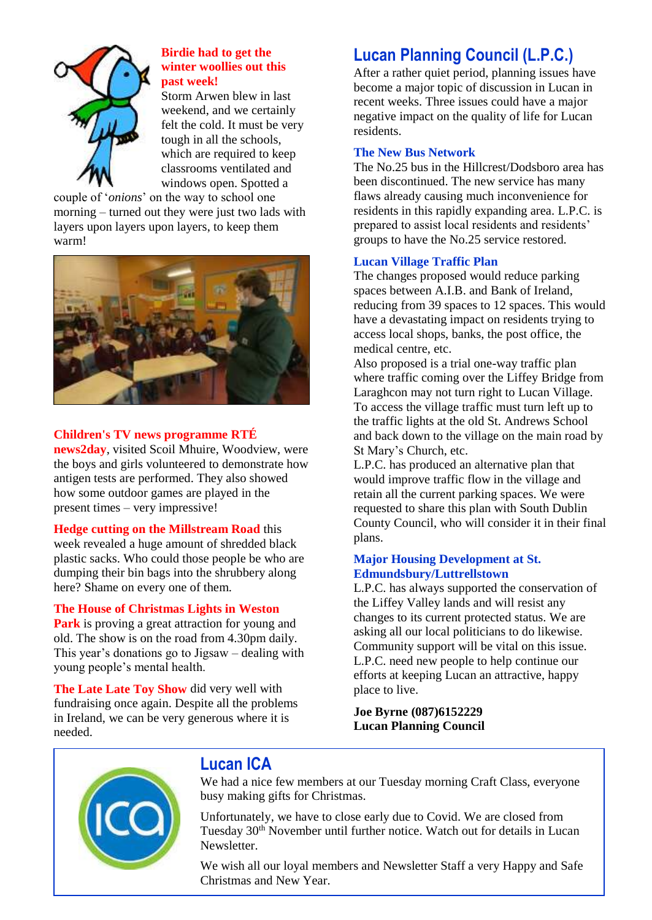**Birdie had to get the winter woollies out this past week!**

Storm Arwen blew in last weekend, and we certainly felt the cold. It must be very tough in all the schools, which are required to keep classrooms ventilated and windows open. Spotted a couple of '*onions*' on the way to school one morning – turned out they were just two lads with layers upon layers upon layers, to keep them warm!

**Children's TV news programme RTÉ news2day**, visited Scoil Mhuire, Woodview, were the boys and girls volunteered to demonstrate how antigen tests are performed. They also showed how some outdoor games are played in the present times – very impressive!

**Hedge cutting on the Millstream Road** this week revealed a huge amount of shredded black plastic sacks. Who could those people be who are dumping their bin bags into the shrubbery along here? Shame on every one of them.

**The House of Christmas Lights in Weston Park** is proving a great attraction for young and old. The show is on the road from 4.30pm daily. This year's donations go to Jigsaw – dealing with young people's mental health.

**The Late Late Toy Show** did very well with fundraising once again. Despite all the problems in Ireland, we can be very generous where it is needed.

## Lucan Planning Council (L.P.C.)

After a rather quiet period, planning issues have become a major topic of discussion in Lucan in recent weeks. Three issues could have a major negative impact on the quality of life for Lucan residents.

### The New Bus Network

The No.25 bus in the Hillcrest/Dodsboro area has been discontinued. The new service has many flaws already causing much inconvenience for residents in this rapidly expanding area. L.P.C. is prepared to assist local residents and residents' groups to have the No.25 service restored.

### Lucan Village Traffic Plan

The changes proposed would reduce parking spaces between A.I.B. and Bank of Ireland, reducing from 39 spaces to 12 spaces. This would have a devastating impact on residents trying to access local shops, banks, the post office, the medical centre, etc.

Also proposed is a trial one-way traffic plan where traffic coming over the Liffey Bridge from Laraghcon may not turn right to Lucan Village. To access the village traffic must turn left up to the traffic lights at the old St. Andrews School and back down to the village on the main road by St Mary's Church, etc.

L.P.C. has produced an alternative plan that would improve traffic flow in the village and retain all the current parking spaces. We were requested to share this plan with South Dublin County Council, who will consider it in their final plans.

### Major Housing Development at St. Edmundsbury/Luttrellstown

L.P.C. has always supported the conservation of the Liffey Valley lands and will resist any changes to its current protected status. We are asking all our local politicians to do likewise. Community support will be vital on this issue. L.P.C. need new people to help continue our efforts at keeping Lucan an attractive, happy place to live.

**Joe Byrne (087)6152229**
**Lucan Planning Council**

## Lucan ICA

We had a nice few members at our Tuesday morning Craft Class, everyone busy making gifts for Christmas.

Unfortunately, we have to close early due to Covid. We are closed from Tuesday 30th November until further notice. Watch out for details in Lucan Newsletter.

We wish all our loyal members and Newsletter Staff a very Happy and Safe Christmas and New Year.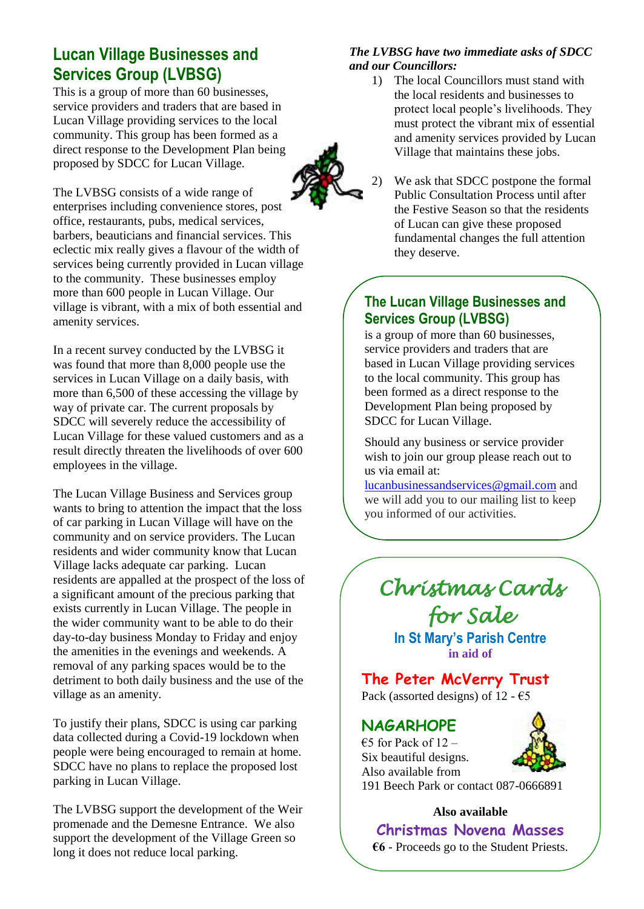## Lucan Village Businesses and Services Group (LVBSG)

This is a group of more than 60 businesses, service providers and traders that are based in Lucan Village providing services to the local community. This group has been formed as a direct response to the Development Plan being proposed by SDCC for Lucan Village.

The LVBSG consists of a wide range of enterprises including convenience stores, post office, restaurants, pubs, medical services, barbers, beauticians and financial services. This eclectic mix really gives a flavour of the width of services being currently provided in Lucan village to the community. These businesses employ more than 600 people in Lucan Village. Our village is vibrant, with a mix of both essential and amenity services.

In a recent survey conducted by the LVBSG it was found that more than 8,000 people use the services in Lucan Village on a daily basis, with more than 6,500 of these accessing the village by way of private car. The current proposals by SDCC will severely reduce the accessibility of Lucan Village for these valued customers and as a result directly threaten the livelihoods of over 600 employees in the village.

The Lucan Village Business and Services group wants to bring to attention the impact that the loss of car parking in Lucan Village will have on the community and on service providers. The Lucan residents and wider community know that Lucan Village lacks adequate car parking. Lucan residents are appalled at the prospect of the loss of a significant amount of the precious parking that exists currently in Lucan Village. The people in the wider community want to be able to do their day-to-day business Monday to Friday and enjoy the amenities in the evenings and weekends. A removal of any parking spaces would be to the detriment to both daily business and the use of the village as an amenity.

To justify their plans, SDCC is using car parking data collected during a Covid-19 lockdown when people were being encouraged to remain at home. SDCC have no plans to replace the proposed lost parking in Lucan Village.

The LVBSG support the development of the Weir promenade and the Demesne Entrance. We also support the development of the Village Green so long it does not reduce local parking.

***The LVBSG have two immediate asks of SDCC and our Councillors:***

1) The local Councillors must stand with the local residents and businesses to protect local people's livelihoods. They must protect the vibrant mix of essential and amenity services provided by Lucan Village that maintains these jobs.
2) We ask that SDCC postpone the formal Public Consultation Process until after the Festive Season so that the residents of Lucan can give these proposed fundamental changes the full attention they deserve.

### The Lucan Village Businesses and Services Group (LVBSG)

is a group of more than 60 businesses, service providers and traders that are based in Lucan Village providing services to the local community. This group has been formed as a direct response to the Development Plan being proposed by SDCC for Lucan Village.

Should any business or service provider wish to join our group please reach out to us via email at: lucanbusinessandservices@gmail.com and we will add you to our mailing list to keep you informed of our activities.

## Christmas Cards for Sale

**In St Mary's Parish Centre**

**in aid of**

### The Peter McVerry Trust

Pack (assorted designs) of 12 - €5

### NAGARHOPE

€5 for Pack of 12 –
Six beautiful designs.
Also available from
191 Beech Park or contact 087-0666891

**Also available**

### Christmas Novena Masses

**€6** - Proceeds go to the Student Priests.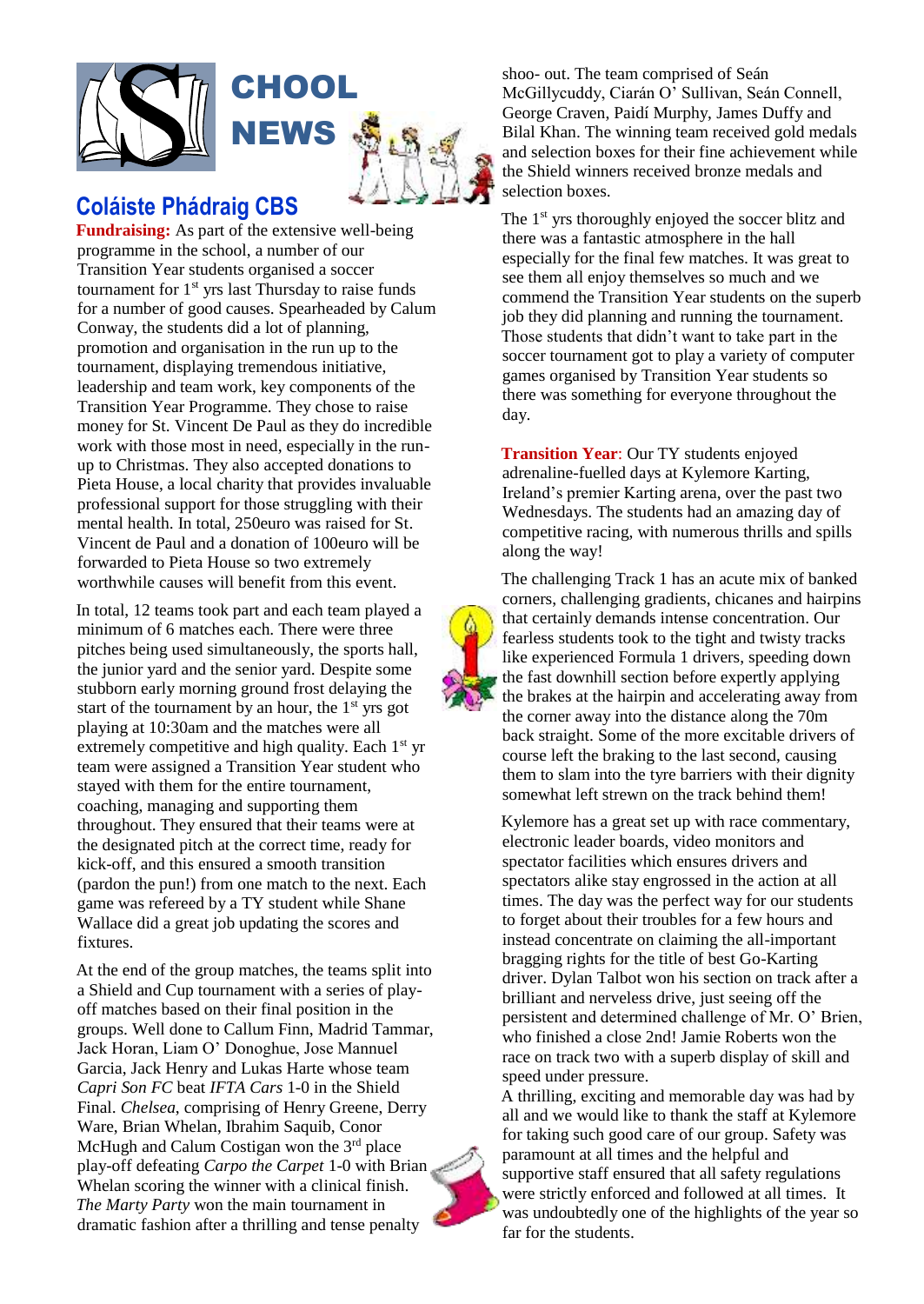# SCHOOL NEWS

## Coláiste Phádraig CBS

**Fundraising:** As part of the extensive well-being programme in the school, a number of our Transition Year students organised a soccer tournament for 1st yrs last Thursday to raise funds for a number of good causes. Spearheaded by Calum Conway, the students did a lot of planning, promotion and organisation in the run up to the tournament, displaying tremendous initiative, leadership and team work, key components of the Transition Year Programme. They chose to raise money for St. Vincent De Paul as they do incredible work with those most in need, especially in the run-up to Christmas. They also accepted donations to Pieta House, a local charity that provides invaluable professional support for those struggling with their mental health. In total, 250euro was raised for St. Vincent de Paul and a donation of 100euro will be forwarded to Pieta House so two extremely worthwhile causes will benefit from this event.

In total, 12 teams took part and each team played a minimum of 6 matches each. There were three pitches being used simultaneously, the sports hall, the junior yard and the senior yard. Despite some stubborn early morning ground frost delaying the start of the tournament by an hour, the 1st yrs got playing at 10:30am and the matches were all extremely competitive and high quality. Each 1st yr team were assigned a Transition Year student who stayed with them for the entire tournament, coaching, managing and supporting them throughout. They ensured that their teams were at the designated pitch at the correct time, ready for kick-off, and this ensured a smooth transition (pardon the pun!) from one match to the next. Each game was refereed by a TY student while Shane Wallace did a great job updating the scores and fixtures.

At the end of the group matches, the teams split into a Shield and Cup tournament with a series of play-off matches based on their final position in the groups. Well done to Callum Finn, Madrid Tammar, Jack Horan, Liam O' Donoghue, Jose Mannuel Garcia, Jack Henry and Lukas Harte whose team *Capri Son FC* beat *IFTA Cars* 1-0 in the Shield Final. *Chelsea*, comprising of Henry Greene, Derry Ware, Brian Whelan, Ibrahim Saquib, Conor McHugh and Calum Costigan won the 3rd place play-off defeating *Carpo the Carpet* 1-0 with Brian Whelan scoring the winner with a clinical finish. *The Marty Party* won the main tournament in dramatic fashion after a thrilling and tense penalty shoo- out. The team comprised of Seán McGillycuddy, Ciarán O' Sullivan, Seán Connell, George Craven, Paidí Murphy, James Duffy and Bilal Khan. The winning team received gold medals and selection boxes for their fine achievement while the Shield winners received bronze medals and selection boxes.

The 1st yrs thoroughly enjoyed the soccer blitz and there was a fantastic atmosphere in the hall especially for the final few matches. It was great to see them all enjoy themselves so much and we commend the Transition Year students on the superb job they did planning and running the tournament. Those students that didn't want to take part in the soccer tournament got to play a variety of computer games organised by Transition Year students so there was something for everyone throughout the day.

**Transition Year**: Our TY students enjoyed adrenaline-fuelled days at Kylemore Karting, Ireland's premier Karting arena, over the past two Wednesdays. The students had an amazing day of competitive racing, with numerous thrills and spills along the way!

The challenging Track 1 has an acute mix of banked corners, challenging gradients, chicanes and hairpins that certainly demands intense concentration. Our fearless students took to the tight and twisty tracks like experienced Formula 1 drivers, speeding down the fast downhill section before expertly applying the brakes at the hairpin and accelerating away from the corner away into the distance along the 70m back straight. Some of the more excitable drivers of course left the braking to the last second, causing them to slam into the tyre barriers with their dignity somewhat left strewn on the track behind them!

Kylemore has a great set up with race commentary, electronic leader boards, video monitors and spectator facilities which ensures drivers and spectators alike stay engrossed in the action at all times. The day was the perfect way for our students to forget about their troubles for a few hours and instead concentrate on claiming the all-important bragging rights for the title of best Go-Karting driver. Dylan Talbot won his section on track after a brilliant and nerveless drive, just seeing off the persistent and determined challenge of Mr. O' Brien, who finished a close 2nd! Jamie Roberts won the race on track two with a superb display of skill and speed under pressure.

A thrilling, exciting and memorable day was had by all and we would like to thank the staff at Kylemore for taking such good care of our group. Safety was paramount at all times and the helpful and supportive staff ensured that all safety regulations were strictly enforced and followed at all times. It was undoubtedly one of the highlights of the year so far for the students.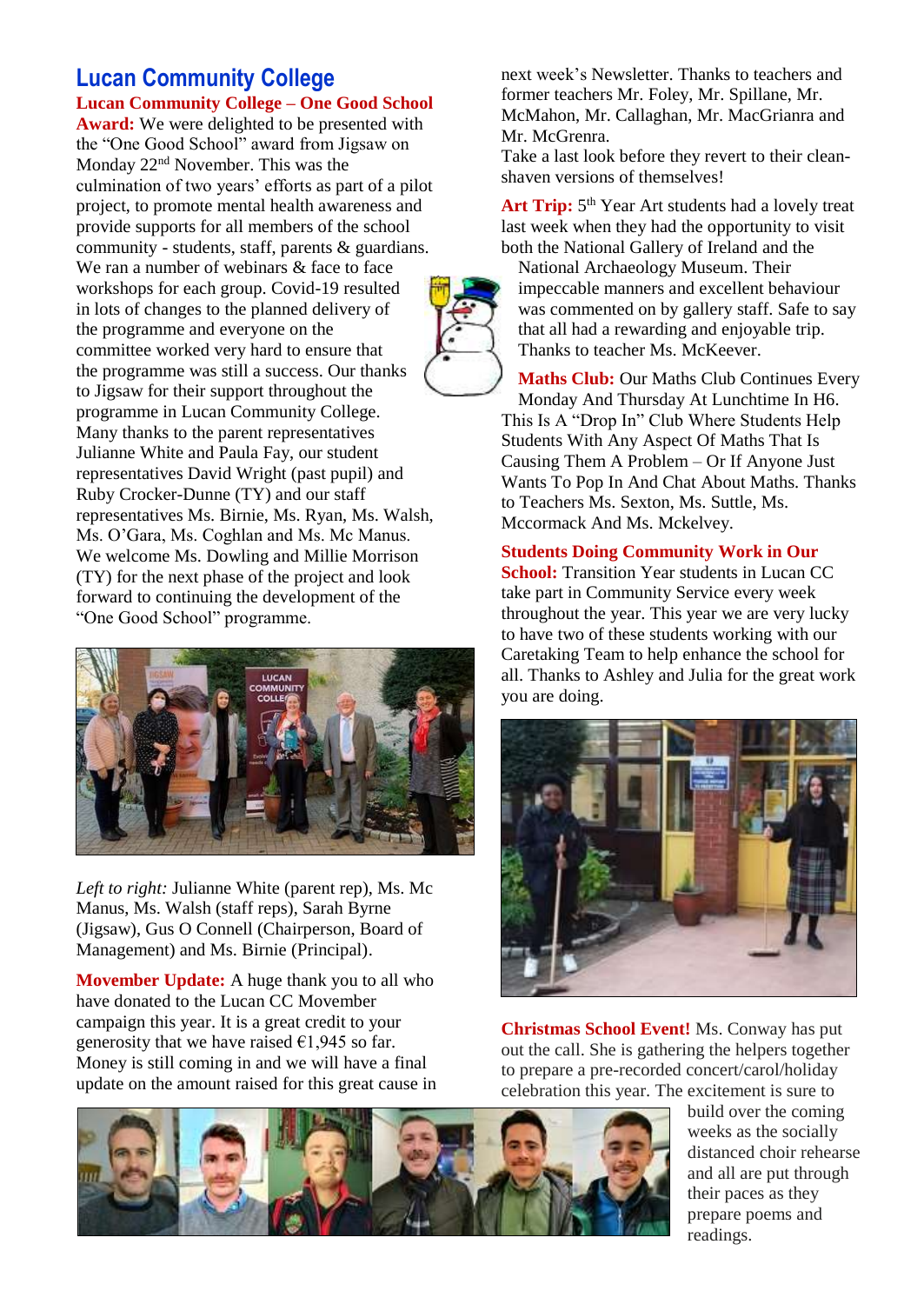# Lucan Community College

**Lucan Community College – One Good School Award:** We were delighted to be presented with the "One Good School" award from Jigsaw on Monday 22nd November. This was the culmination of two years' efforts as part of a pilot project, to promote mental health awareness and provide supports for all members of the school community - students, staff, parents & guardians. We ran a number of webinars & face to face workshops for each group. Covid-19 resulted in lots of changes to the planned delivery of the programme and everyone on the committee worked very hard to ensure that the programme was still a success. Our thanks to Jigsaw for their support throughout the programme in Lucan Community College. Many thanks to the parent representatives Julianne White and Paula Fay, our student representatives David Wright (past pupil) and Ruby Crocker-Dunne (TY) and our staff representatives Ms. Birnie, Ms. Ryan, Ms. Walsh, Ms. O'Gara, Ms. Coghlan and Ms. Mc Manus. We welcome Ms. Dowling and Millie Morrison (TY) for the next phase of the project and look forward to continuing the development of the "One Good School" programme.

*Left to right:* Julianne White (parent rep), Ms. Mc Manus, Ms. Walsh (staff reps), Sarah Byrne (Jigsaw), Gus O Connell (Chairperson, Board of Management) and Ms. Birnie (Principal).

**Movember Update:** A huge thank you to all who have donated to the Lucan CC Movember campaign this year. It is a great credit to your generosity that we have raised €1,945 so far. Money is still coming in and we will have a final update on the amount raised for this great cause in next week's Newsletter. Thanks to teachers and former teachers Mr. Foley, Mr. Spillane, Mr. McMahon, Mr. Callaghan, Mr. MacGrianra and Mr. McGrenra.
Take a last look before they revert to their clean-shaven versions of themselves!

**Art Trip:** 5th Year Art students had a lovely treat last week when they had the opportunity to visit both the National Gallery of Ireland and the National Archaeology Museum. Their impeccable manners and excellent behaviour was commented on by gallery staff. Safe to say that all had a rewarding and enjoyable trip. Thanks to teacher Ms. McKeever.

**Maths Club:** Our Maths Club Continues Every Monday And Thursday At Lunchtime In H6. This Is A "Drop In" Club Where Students Help Students With Any Aspect Of Maths That Is Causing Them A Problem – Or If Anyone Just Wants To Pop In And Chat About Maths. Thanks to Teachers Ms. Sexton, Ms. Suttle, Ms. Mccormack And Ms. Mckelvey.

**Students Doing Community Work in Our School:** Transition Year students in Lucan CC take part in Community Service every week throughout the year. This year we are very lucky to have two of these students working with our Caretaking Team to help enhance the school for all. Thanks to Ashley and Julia for the great work you are doing.

**Christmas School Event!** Ms. Conway has put out the call. She is gathering the helpers together to prepare a pre-recorded concert/carol/holiday celebration this year. The excitement is sure to build over the coming weeks as the socially distanced choir rehearse and all are put through their paces as they prepare poems and readings.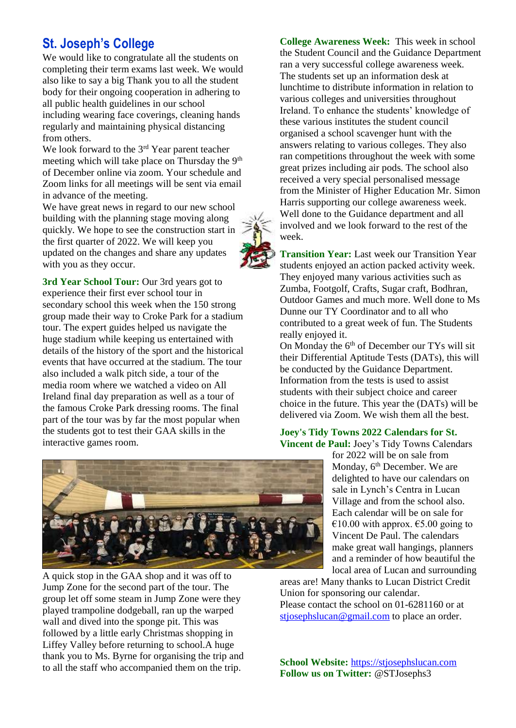## St. Joseph's College

We would like to congratulate all the students on completing their term exams last week. We would also like to say a big Thank you to all the student body for their ongoing cooperation in adhering to all public health guidelines in our school including wearing face coverings, cleaning hands regularly and maintaining physical distancing from others.

We look forward to the 3rd Year parent teacher meeting which will take place on Thursday the 9th of December online via zoom. Your schedule and Zoom links for all meetings will be sent via email in advance of the meeting.

We have great news in regard to our new school building with the planning stage moving along quickly. We hope to see the construction start in the first quarter of 2022. We will keep you updated on the changes and share any updates with you as they occur.

**3rd Year School Tour:** Our 3rd years got to experience their first ever school tour in secondary school this week when the 150 strong group made their way to Croke Park for a stadium tour. The expert guides helped us navigate the huge stadium while keeping us entertained with details of the history of the sport and the historical events that have occurred at the stadium. The tour also included a walk pitch side, a tour of the media room where we watched a video on All Ireland final day preparation as well as a tour of the famous Croke Park dressing rooms. The final part of the tour was by far the most popular when the students got to test their GAA skills in the interactive games room.

A quick stop in the GAA shop and it was off to Jump Zone for the second part of the tour. The group let off some steam in Jump Zone were they played trampoline dodgeball, ran up the warped wall and dived into the sponge pit. This was followed by a little early Christmas shopping in Liffey Valley before returning to school.A huge thank you to Ms. Byrne for organising the trip and to all the staff who accompanied them on the trip.

**College Awareness Week:** This week in school the Student Council and the Guidance Department ran a very successful college awareness week. The students set up an information desk at lunchtime to distribute information in relation to various colleges and universities throughout Ireland. To enhance the students' knowledge of these various institutes the student council organised a school scavenger hunt with the answers relating to various colleges. They also ran competitions throughout the week with some great prizes including air pods. The school also received a very special personalised message from the Minister of Higher Education Mr. Simon Harris supporting our college awareness week. Well done to the Guidance department and all involved and we look forward to the rest of the week.

**Transition Year:** Last week our Transition Year students enjoyed an action packed activity week. They enjoyed many various activities such as Zumba, Footgolf, Crafts, Sugar craft, Bodhran, Outdoor Games and much more. Well done to Ms Dunne our TY Coordinator and to all who contributed to a great week of fun. The Students really enjoyed it.

On Monday the 6th of December our TYs will sit their Differential Aptitude Tests (DATs), this will be conducted by the Guidance Department. Information from the tests is used to assist students with their subject choice and career choice in the future. This year the (DATs) will be delivered via Zoom. We wish them all the best.

**Joey's Tidy Towns 2022 Calendars for St. Vincent de Paul:** Joey's Tidy Towns Calendars for 2022 will be on sale from Monday, 6th December. We are delighted to have our calendars on sale in Lynch's Centra in Lucan Village and from the school also. Each calendar will be on sale for €10.00 with approx. €5.00 going to Vincent De Paul. The calendars make great wall hangings, planners and a reminder of how beautiful the local area of Lucan and surrounding areas are! Many thanks to Lucan District Credit Union for sponsoring our calendar.

Please contact the school on 01-6281160 or at stjosephslucan@gmail.com to place an order.

**School Website:** https://stjosephslucan.com
**Follow us on Twitter:** @STJosephs3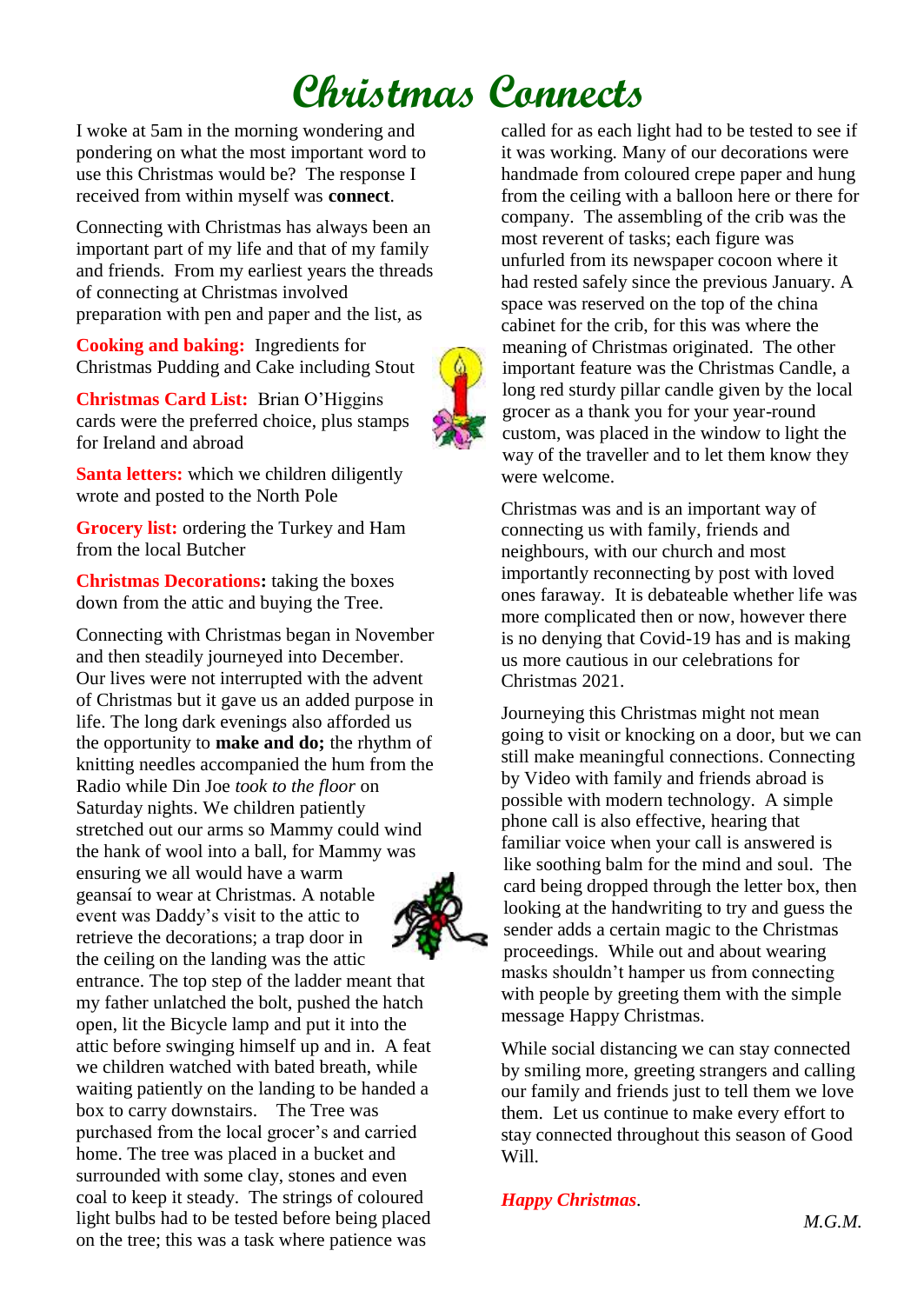# Christmas Connects

I woke at 5am in the morning wondering and pondering on what the most important word to use this Christmas would be? The response I received from within myself was **connect**.

Connecting with Christmas has always been an important part of my life and that of my family and friends. From my earliest years the threads of connecting at Christmas involved preparation with pen and paper and the list, as

**Cooking and baking:** Ingredients for Christmas Pudding and Cake including Stout

**Christmas Card List:** Brian O'Higgins cards were the preferred choice, plus stamps for Ireland and abroad

**Santa letters:** which we children diligently wrote and posted to the North Pole

**Grocery list:** ordering the Turkey and Ham from the local Butcher

**Christmas Decorations:** taking the boxes down from the attic and buying the Tree.

Connecting with Christmas began in November and then steadily journeyed into December. Our lives were not interrupted with the advent of Christmas but it gave us an added purpose in life. The long dark evenings also afforded us the opportunity to **make and do;** the rhythm of knitting needles accompanied the hum from the Radio while Din Joe *took to the floor* on Saturday nights. We children patiently stretched out our arms so Mammy could wind the hank of wool into a ball, for Mammy was ensuring we all would have a warm geansaí to wear at Christmas. A notable event was Daddy's visit to the attic to retrieve the decorations; a trap door in the ceiling on the landing was the attic entrance. The top step of the ladder meant that my father unlatched the bolt, pushed the hatch open, lit the Bicycle lamp and put it into the attic before swinging himself up and in. A feat we children watched with bated breath, while waiting patiently on the landing to be handed a box to carry downstairs. The Tree was purchased from the local grocer's and carried home. The tree was placed in a bucket and surrounded with some clay, stones and even coal to keep it steady. The strings of coloured light bulbs had to be tested before being placed on the tree; this was a task where patience was called for as each light had to be tested to see if it was working. Many of our decorations were handmade from coloured crepe paper and hung from the ceiling with a balloon here or there for company. The assembling of the crib was the most reverent of tasks; each figure was unfurled from its newspaper cocoon where it had rested safely since the previous January. A space was reserved on the top of the china cabinet for the crib, for this was where the meaning of Christmas originated. The other important feature was the Christmas Candle, a long red sturdy pillar candle given by the local grocer as a thank you for your year-round custom, was placed in the window to light the way of the traveller and to let them know they were welcome.

Christmas was and is an important way of connecting us with family, friends and neighbours, with our church and most importantly reconnecting by post with loved ones faraway. It is debateable whether life was more complicated then or now, however there is no denying that Covid-19 has and is making us more cautious in our celebrations for Christmas 2021.

Journeying this Christmas might not mean going to visit or knocking on a door, but we can still make meaningful connections. Connecting by Video with family and friends abroad is possible with modern technology. A simple phone call is also effective, hearing that familiar voice when your call is answered is like soothing balm for the mind and soul. The card being dropped through the letter box, then looking at the handwriting to try and guess the sender adds a certain magic to the Christmas proceedings. While out and about wearing masks shouldn't hamper us from connecting with people by greeting them with the simple message Happy Christmas.

While social distancing we can stay connected by smiling more, greeting strangers and calling our family and friends just to tell them we love them. Let us continue to make every effort to stay connected throughout this season of Good Will.

***Happy Christmas***.

*M.G.M.*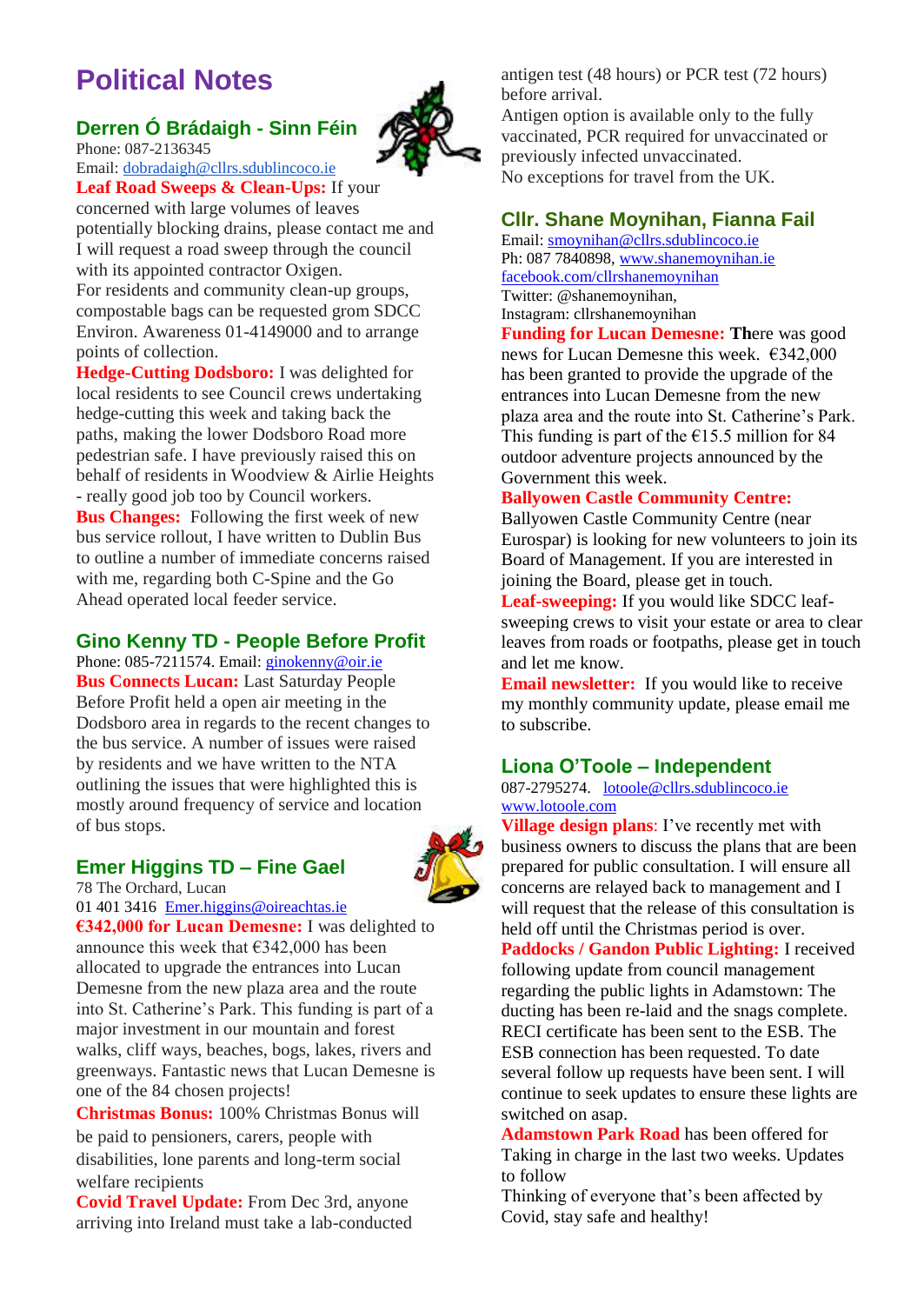# Political Notes

## Derren Ó Brádaigh - Sinn Féin

Phone: 087-2136345
Email: dobradaigh@cllrs.sdublincoco.ie

**Leaf Road Sweeps & Clean-Ups:** If your concerned with large volumes of leaves potentially blocking drains, please contact me and I will request a road sweep through the council with its appointed contractor Oxigen.
For residents and community clean-up groups, compostable bags can be requested grom SDCC Environ. Awareness 01-4149000 and to arrange points of collection.

**Hedge-Cutting Dodsboro:** I was delighted for local residents to see Council crews undertaking hedge-cutting this week and taking back the paths, making the lower Dodsboro Road more pedestrian safe. I have previously raised this on behalf of residents in Woodview & Airlie Heights - really good job too by Council workers.

**Bus Changes:** Following the first week of new bus service rollout, I have written to Dublin Bus to outline a number of immediate concerns raised with me, regarding both C-Spine and the Go Ahead operated local feeder service.

## Gino Kenny TD - People Before Profit

Phone: 085-7211574. Email: ginokenny@oir.ie

**Bus Connects Lucan:** Last Saturday People Before Profit held a open air meeting in the Dodsboro area in regards to the recent changes to the bus service. A number of issues were raised by residents and we have written to the NTA outlining the issues that were highlighted this is mostly around frequency of service and location of bus stops.

## Emer Higgins TD – Fine Gael

78 The Orchard, Lucan
01 401 3416 Emer.higgins@oireachtas.ie

**€342,000 for Lucan Demesne:** I was delighted to announce this week that €342,000 has been allocated to upgrade the entrances into Lucan Demesne from the new plaza area and the route into St. Catherine's Park. This funding is part of a major investment in our mountain and forest walks, cliff ways, beaches, bogs, lakes, rivers and greenways. Fantastic news that Lucan Demesne is one of the 84 chosen projects!

**Christmas Bonus:** 100% Christmas Bonus will be paid to pensioners, carers, people with disabilities, lone parents and long-term social welfare recipients

**Covid Travel Update:** From Dec 3rd, anyone arriving into Ireland must take a lab-conducted antigen test (48 hours) or PCR test (72 hours) before arrival.
Antigen option is available only to the fully vaccinated, PCR required for unvaccinated or previously infected unvaccinated.
No exceptions for travel from the UK.

## Cllr. Shane Moynihan, Fianna Fail

Email: smoynihan@cllrs.sdublincoco.ie
Ph: 087 7840898, www.shanemoynihan.ie
facebook.com/cllrshanemoynihan
Twitter: @shanemoynihan,
Instagram: cllrshanemoynihan

**Funding for Lucan Demesne:** There was good news for Lucan Demesne this week. €342,000 has been granted to provide the upgrade of the entrances into Lucan Demesne from the new plaza area and the route into St. Catherine's Park. This funding is part of the €15.5 million for 84 outdoor adventure projects announced by the Government this week.

**Ballyowen Castle Community Centre:**
Ballyowen Castle Community Centre (near Eurospar) is looking for new volunteers to join its Board of Management. If you are interested in joining the Board, please get in touch.

**Leaf-sweeping:** If you would like SDCC leaf-sweeping crews to visit your estate or area to clear leaves from roads or footpaths, please get in touch and let me know.

**Email newsletter:** If you would like to receive my monthly community update, please email me to subscribe.

## Liona O'Toole – Independent

087-2795274. lotoole@cllrs.sdublincoco.ie
www.lotoole.com

**Village design plans**: I've recently met with business owners to discuss the plans that are been prepared for public consultation. I will ensure all concerns are relayed back to management and I will request that the release of this consultation is held off until the Christmas period is over.

**Paddocks / Gandon Public Lighting:** I received following update from council management regarding the public lights in Adamstown: The ducting has been re-laid and the snags complete. RECI certificate has been sent to the ESB. The ESB connection has been requested. To date several follow up requests have been sent. I will continue to seek updates to ensure these lights are switched on asap.

**Adamstown Park Road** has been offered for Taking in charge in the last two weeks. Updates to follow

Thinking of everyone that's been affected by Covid, stay safe and healthy!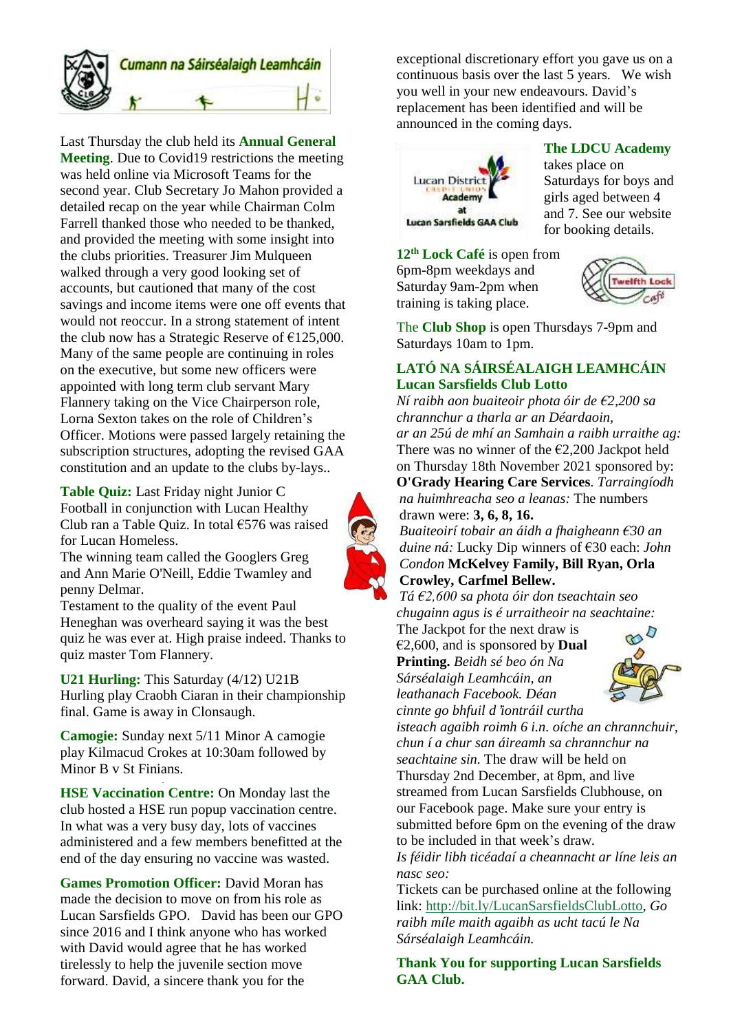## Cumann na Sáirséalaigh Leamhcáin

Last Thursday the club held its **Annual General Meeting**. Due to Covid19 restrictions the meeting was held online via Microsoft Teams for the second year. Club Secretary Jo Mahon provided a detailed recap on the year while Chairman Colm Farrell thanked those who needed to be thanked, and provided the meeting with some insight into the clubs priorities. Treasurer Jim Mulqueen walked through a very good looking set of accounts, but cautioned that many of the cost savings and income items were one off events that would not reoccur. In a strong statement of intent the club now has a Strategic Reserve of €125,000. Many of the same people are continuing in roles on the executive, but some new officers were appointed with long term club servant Mary Flannery taking on the Vice Chairperson role, Lorna Sexton takes on the role of Children's Officer. Motions were passed largely retaining the subscription structures, adopting the revised GAA constitution and an update to the clubs by-lays..

**Table Quiz:** Last Friday night Junior C Football in conjunction with Lucan Healthy Club ran a Table Quiz. In total €576 was raised for Lucan Homeless.
The winning team called the Googlers Greg and Ann Marie O'Neill, Eddie Twamley and penny Delmar.
Testament to the quality of the event Paul Heneghan was overheard saying it was the best quiz he was ever at. High praise indeed. Thanks to quiz master Tom Flannery.

**U21 Hurling:** This Saturday (4/12) U21B Hurling play Craobh Ciaran in their championship final. Game is away in Clonsaugh.

**Camogie:** Sunday next 5/11 Minor A camogie play Kilmacud Crokes at 10:30am followed by Minor B v St Finians.

**HSE Vaccination Centre:** On Monday last the club hosted a HSE run popup vaccination centre. In what was a very busy day, lots of vaccines administered and a few members benefitted at the end of the day ensuring no vaccine was wasted.

**Games Promotion Officer:** David Moran has made the decision to move on from his role as Lucan Sarsfields GPO. David has been our GPO since 2016 and I think anyone who has worked with David would agree that he has worked tirelessly to help the juvenile section move forward. David, a sincere thank you for the exceptional discretionary effort you gave us on a continuous basis over the last 5 years. We wish you well in your new endeavours. David's replacement has been identified and will be announced in the coming days.

**The LDCU Academy** takes place on Saturdays for boys and girls aged between 4 and 7. See our website for booking details.

**12th Lock Café** is open from 6pm-8pm weekdays and Saturday 9am-2pm when training is taking place.

The **Club Shop** is open Thursdays 7-9pm and Saturdays 10am to 1pm.

**LATÓ NA SÁIRSÉALAIGH LEAMHCÁIN**
**Lucan Sarsfields Club Lotto**

*Ní raibh aon buaiteoir photа óir de €2,200 sa chrannchur a tharla ar an Déardaoin, ar an 25ú de mhí an Samhain a raibh urraithe ag:* There was no winner of the €2,200 Jackpot held on Thursday 18th November 2021 sponsored by: **O'Grady Hearing Care Services**. *Tarraingíodh na huimhreacha seo a leanas:* The numbers drawn were: **3, 6, 8, 16.**
*Buaiteoirí tobair an áidh a fhaigheann €30 an duine ná:* Lucky Dip winners of €30 each: *John Condon* **McKelvey Family, Bill Ryan, Orla Crowley, Carfmel Bellew.**
*Tá €2,600 sa photа óir don tseachtain seo chugainn agus is é urraitheoir na seachtaine:* The Jackpot for the next draw is €2,600, and is sponsored by **Dual Printing.** *Beidh sé beo ón Na Sárséalaigh Leamhcáin, an leathanach Facebook. Déan cinnte go bhfuil d'iontráil curtha isteach agaibh roimh 6 i.n. oíche an chrannchuir, chun í a chur san áireamh sa chrannchur na seachtaine sin.* The draw will be held on Thursday 2nd December, at 8pm, and live streamed from Lucan Sarsfields Clubhouse, on our Facebook page. Make sure your entry is submitted before 6pm on the evening of the draw to be included in that week's draw.
*Is féidir libh ticéadaí a cheannacht ar líne leis an nasc seo:*
Tickets can be purchased online at the following link: http://bit.ly/LucanSarsfieldsClubLotto, *Go raibh míle maith agaibh as ucht tacú le Na Sárséalaigh Leamhcáin.*

**Thank You for supporting Lucan Sarsfields GAA Club.**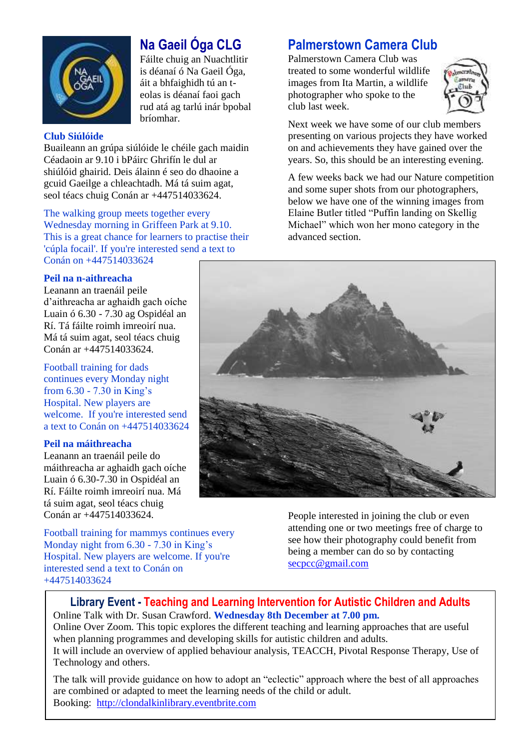## Na Gaeil Óga CLG

Fáilte chuig an Nuachtlitir is déanaí ó Na Gaeil Óga, áit a bhfaighidh tú an t-eolas is déanaí faoi gach rud atá ag tarlú inár bpobal bríomhar.

### Club Siúlóide

Buaileann an grúpa siúlóide le chéile gach maidin Céadaoin ar 9.10 i bPáirc Ghrifín le dul ar shiúlóid ghairid. Deis álainn é seo do dhaoine a gcuid Gaeilge a chleachtadh. Má tá suim agat, seol téacs chuig Conán ar +447514033624.

The walking group meets together every Wednesday morning in Griffeen Park at 9.10. This is a great chance for learners to practise their 'cúpla focail'. If you're interested send a text to Conán on +447514033624

### Peil na n-aithreacha

Leanann an traenáil peile d'aithreacha ar aghaidh gach oíche Luain ó 6.30 - 7.30 ag Ospidéal an Rí. Tá fáilte roimh imreoirí nua. Má tá suim agat, seol téacs chuig Conán ar +447514033624.

Football training for dads continues every Monday night from 6.30 - 7.30 in King's Hospital. New players are welcome. If you're interested send a text to Conán on +447514033624

### Peil na máithreacha

Leanann an traenáil peile do máithreacha ar aghaidh gach oíche Luain ó 6.30-7.30 in Ospidéal an Rí. Fáilte roimh imreoirí nua. Má tá suim agat, seol téacs chuig Conán ar +447514033624.

Football training for mammys continues every Monday night from 6.30 - 7.30 in King's Hospital. New players are welcome. If you're interested send a text to Conán on +447514033624

## Palmerstown Camera Club

Palmerstown Camera Club was treated to some wonderful wildlife images from Ita Martin, a wildlife photographer who spoke to the club last week.

Next week we have some of our club members presenting on various projects they have worked on and achievements they have gained over the years. So, this should be an interesting evening.

A few weeks back we had our Nature competition and some super shots from our photographers, below we have one of the winning images from Elaine Butler titled "Puffin landing on Skellig Michael" which won her mono category in the advanced section.

People interested in joining the club or even attending one or two meetings free of charge to see how their photography could benefit from being a member can do so by contacting secpcc@gmail.com

## Library Event - Teaching and Learning Intervention for Autistic Children and Adults

Online Talk with Dr. Susan Crawford. **Wednesday 8th December at 7.00 pm.**

Online Over Zoom. This topic explores the different teaching and learning approaches that are useful when planning programmes and developing skills for autistic children and adults.

It will include an overview of applied behaviour analysis, TEACCH, Pivotal Response Therapy, Use of Technology and others.

The talk will provide guidance on how to adopt an "eclectic" approach where the best of all approaches are combined or adapted to meet the learning needs of the child or adult.

Booking: http://clondalkinlibrary.eventbrite.com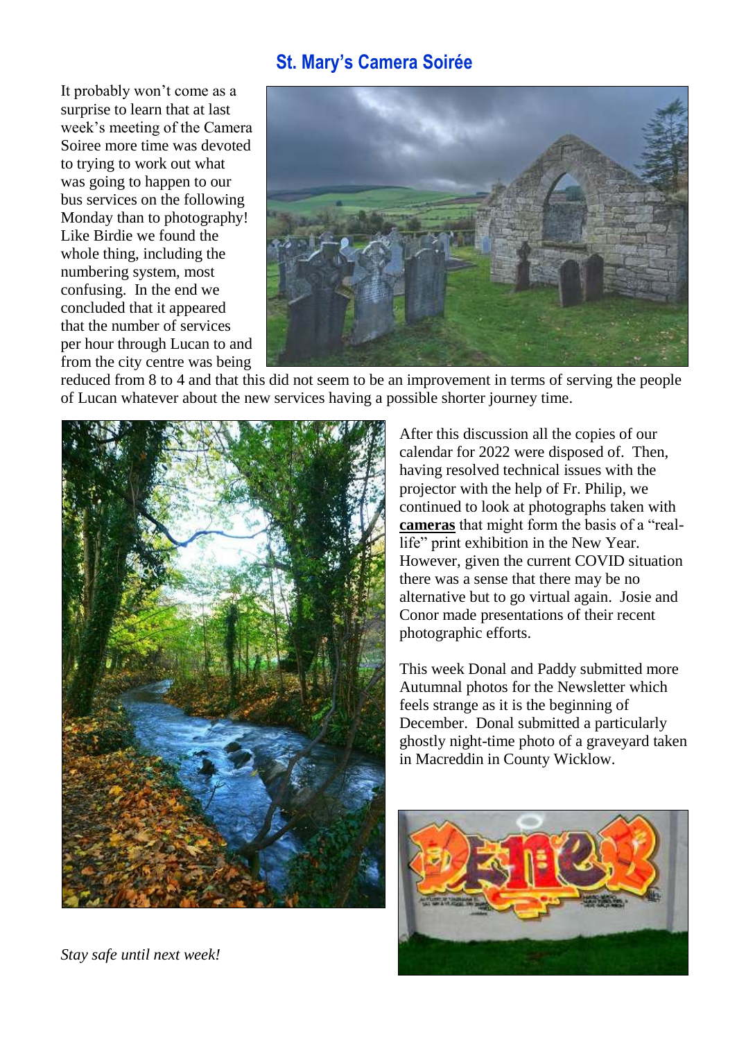## St. Mary's Camera Soirée

It probably won't come as a surprise to learn that at last week's meeting of the Camera Soiree more time was devoted to trying to work out what was going to happen to our bus services on the following Monday than to photography! Like Birdie we found the whole thing, including the numbering system, most confusing. In the end we concluded that it appeared that the number of services per hour through Lucan to and from the city centre was being reduced from 8 to 4 and that this did not seem to be an improvement in terms of serving the people of Lucan whatever about the new services having a possible shorter journey time.

After this discussion all the copies of our calendar for 2022 were disposed of. Then, having resolved technical issues with the projector with the help of Fr. Philip, we continued to look at photographs taken with **cameras** that might form the basis of a "real-life" print exhibition in the New Year. However, given the current COVID situation there was a sense that there may be no alternative but to go virtual again. Josie and Conor made presentations of their recent photographic efforts.

This week Donal and Paddy submitted more Autumnal photos for the Newsletter which feels strange as it is the beginning of December. Donal submitted a particularly ghostly night-time photo of a graveyard taken in Macreddin in County Wicklow.

*Stay safe until next week!*